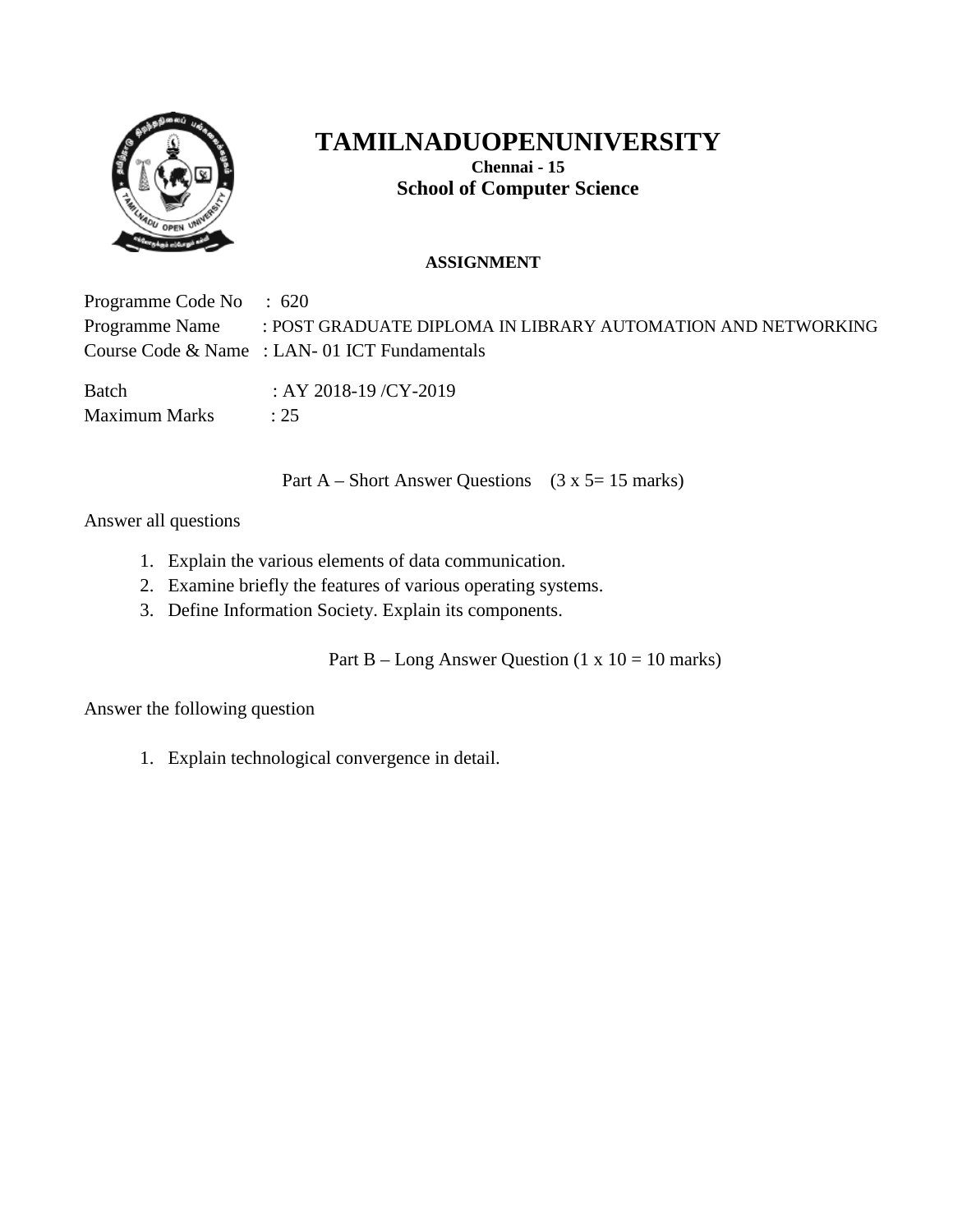# TAMILNADUOPENUNIVERSITY

**Chennai - 15**

**School of Computer Science**

**ASSIGNMENT**

Programme Code No : 620
Programme Name : POST GRADUATE DIPLOMA IN LIBRARY AUTOMATION AND NETWORKING
Course Code & Name : LAN- 01 ICT Fundamentals

Batch : AY 2018-19 /CY-2019
Maximum Marks : 25

Part A – Short Answer Questions (3 x 5= 15 marks)

Answer all questions

1. Explain the various elements of data communication.
2. Examine briefly the features of various operating systems.
3. Define Information Society. Explain its components.

Part B – Long Answer Question (1 x 10 = 10 marks)

Answer the following question

1. Explain technological convergence in detail.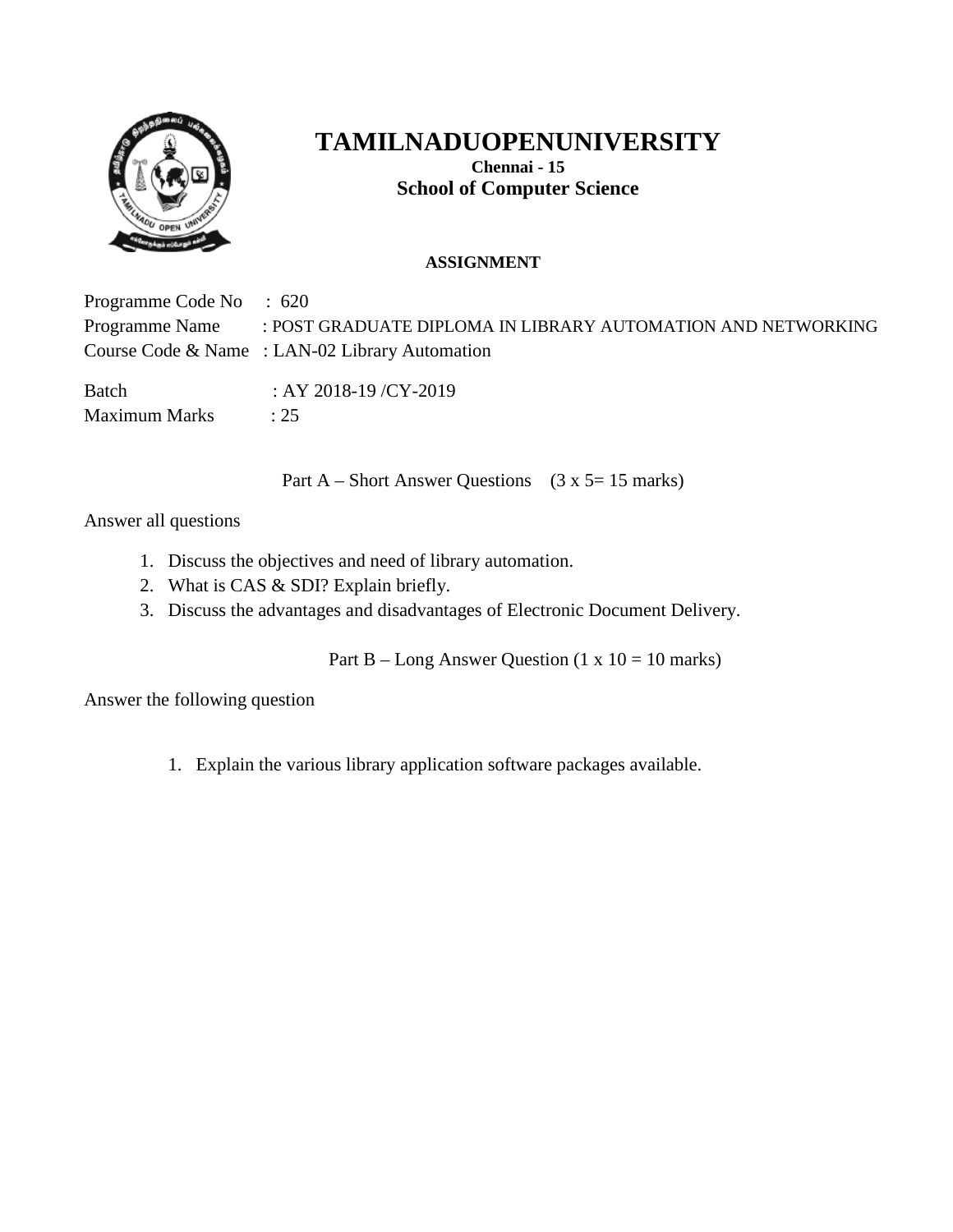# TAMILNADUOPENUNIVERSITY

**Chennai - 15**

**School of Computer Science**

**ASSIGNMENT**

Programme Code No : 620

Programme Name : POST GRADUATE DIPLOMA IN LIBRARY AUTOMATION AND NETWORKING

Course Code & Name : LAN-02 Library Automation

Batch : AY 2018-19 /CY-2019

Maximum Marks : 25

Part A – Short Answer Questions (3 x 5= 15 marks)

Answer all questions

1. Discuss the objectives and need of library automation.
2. What is CAS & SDI? Explain briefly.
3. Discuss the advantages and disadvantages of Electronic Document Delivery.

Part B – Long Answer Question (1 x 10 = 10 marks)

Answer the following question

1. Explain the various library application software packages available.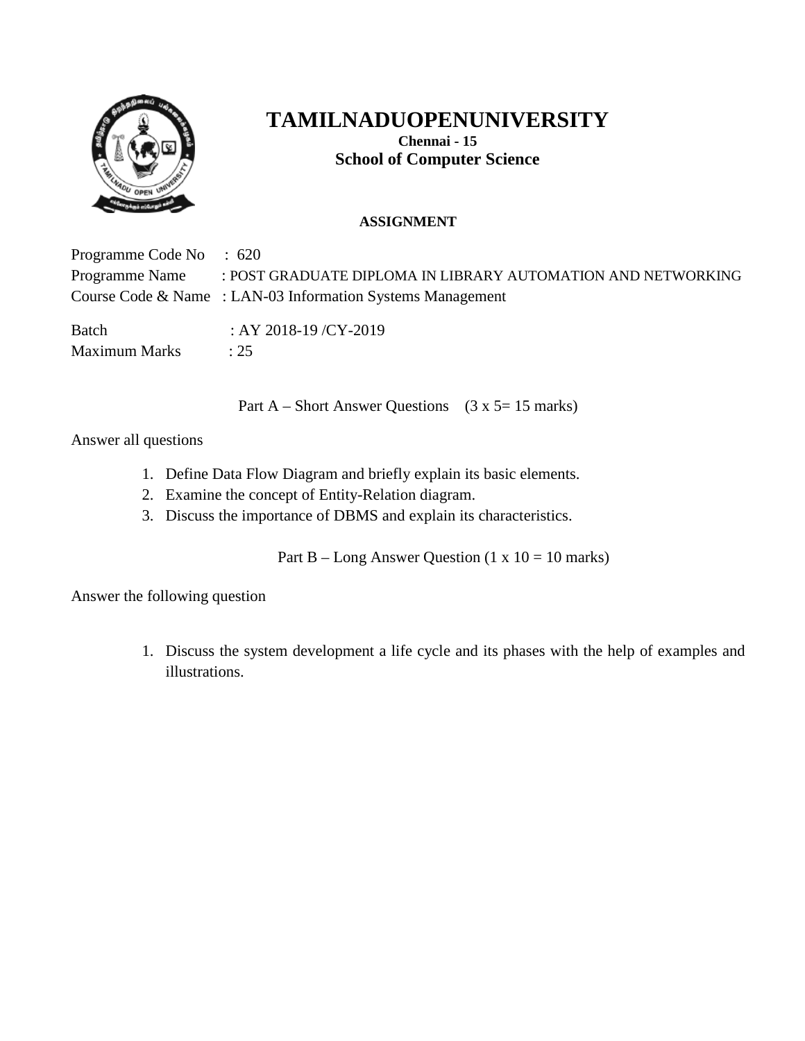# TAMILNADUOPENUNIVERSITY

**Chennai - 15**

**School of Computer Science**

**ASSIGNMENT**

Programme Code No : 620
Programme Name : POST GRADUATE DIPLOMA IN LIBRARY AUTOMATION AND NETWORKING
Course Code & Name : LAN-03 Information Systems Management

Batch : AY 2018-19 /CY-2019
Maximum Marks : 25

Part A – Short Answer Questions (3 x 5= 15 marks)

Answer all questions

1. Define Data Flow Diagram and briefly explain its basic elements.
2. Examine the concept of Entity-Relation diagram.
3. Discuss the importance of DBMS and explain its characteristics.

Part B – Long Answer Question (1 x 10 = 10 marks)

Answer the following question

1. Discuss the system development a life cycle and its phases with the help of examples and illustrations.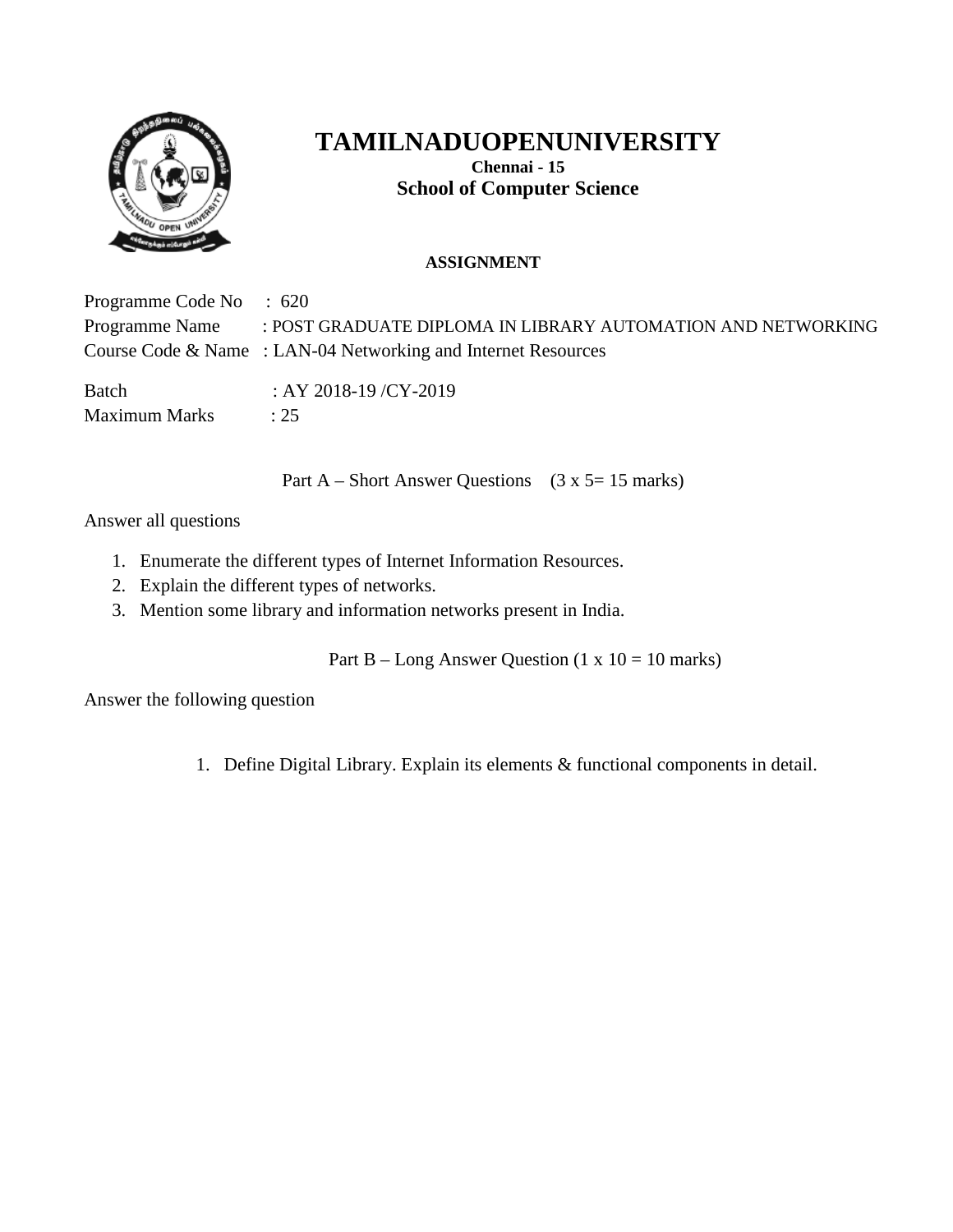# TAMILNADUOPENUNIVERSITY

**Chennai - 15**

**School of Computer Science**

**ASSIGNMENT**

Programme Code No : 620
Programme Name : POST GRADUATE DIPLOMA IN LIBRARY AUTOMATION AND NETWORKING
Course Code & Name : LAN-04 Networking and Internet Resources

Batch : AY 2018-19 /CY-2019
Maximum Marks : 25

Part A – Short Answer Questions (3 x 5= 15 marks)

Answer all questions

1. Enumerate the different types of Internet Information Resources.
2. Explain the different types of networks.
3. Mention some library and information networks present in India.

Part B – Long Answer Question (1 x 10 = 10 marks)

Answer the following question

1. Define Digital Library. Explain its elements & functional components in detail.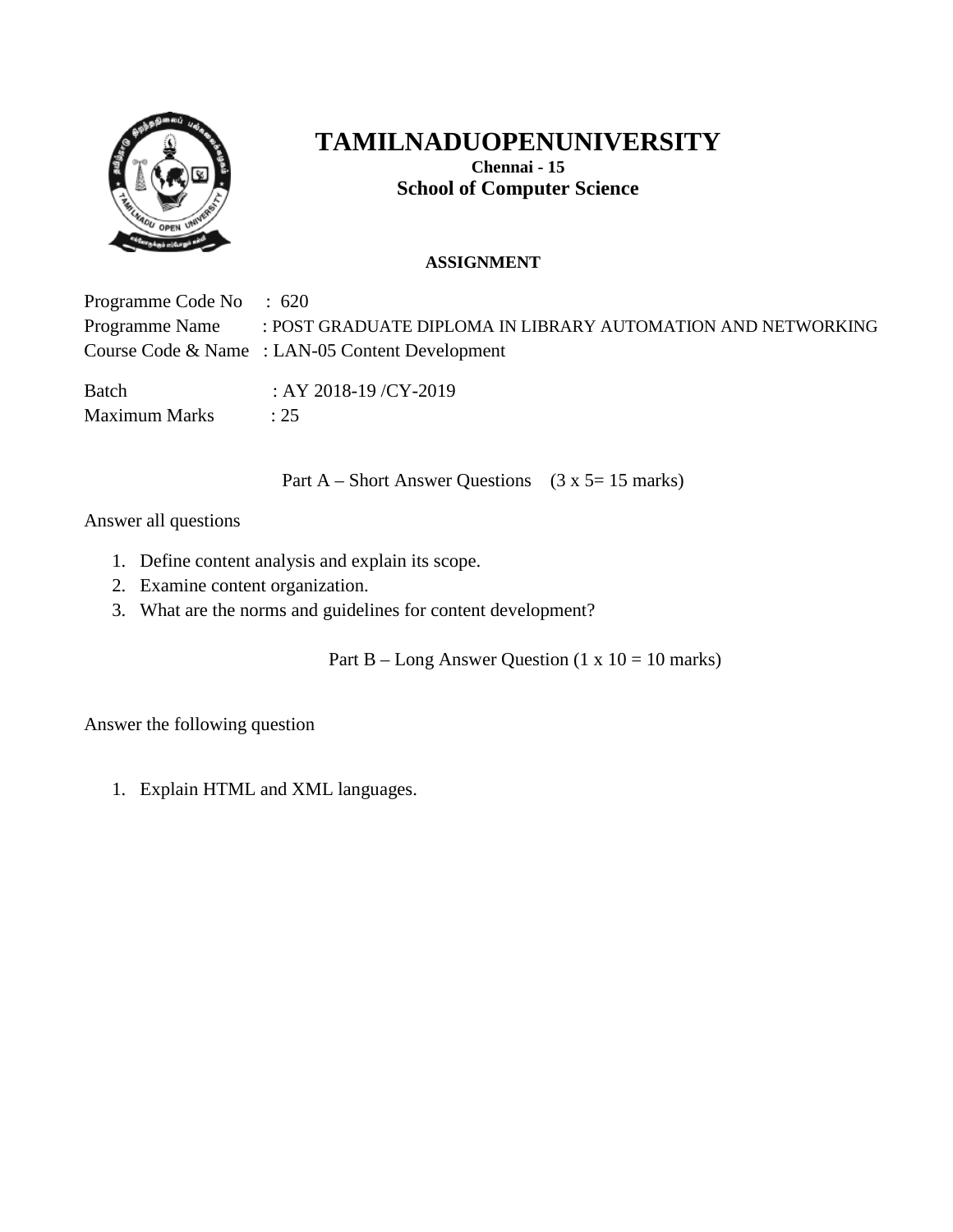# TAMILNADUOPENUNIVERSITY

**Chennai - 15**

**School of Computer Science**

**ASSIGNMENT**

Programme Code No : 620
Programme Name : POST GRADUATE DIPLOMA IN LIBRARY AUTOMATION AND NETWORKING
Course Code & Name : LAN-05 Content Development

Batch : AY 2018-19 /CY-2019
Maximum Marks : 25

Part A – Short Answer Questions (3 x 5= 15 marks)

Answer all questions

1. Define content analysis and explain its scope.
2. Examine content organization.
3. What are the norms and guidelines for content development?

Part B – Long Answer Question (1 x 10 = 10 marks)

Answer the following question

1. Explain HTML and XML languages.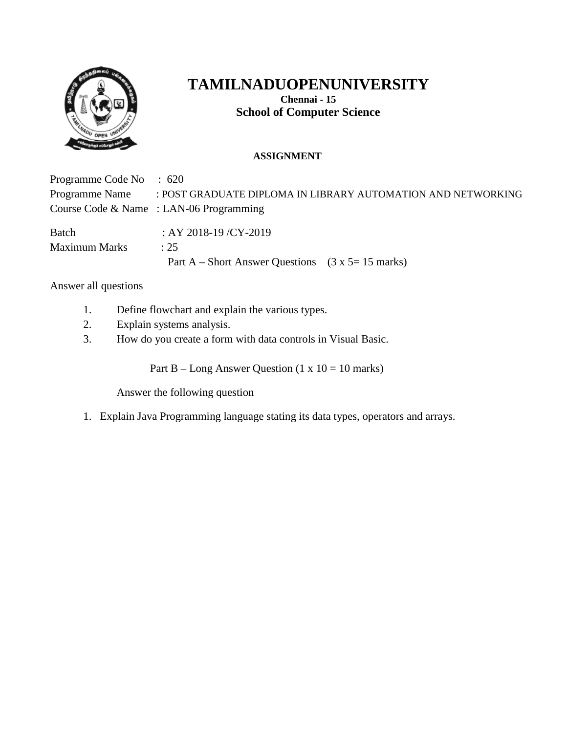# TAMILNADUOPENUNIVERSITY

**Chennai - 15**

**School of Computer Science**

**ASSIGNMENT**

Programme Code No : 620
Programme Name : POST GRADUATE DIPLOMA IN LIBRARY AUTOMATION AND NETWORKING
Course Code & Name : LAN-06 Programming

Batch : AY 2018-19 /CY-2019
Maximum Marks : 25

Part A – Short Answer Questions (3 x 5= 15 marks)

Answer all questions

1. Define flowchart and explain the various types.
2. Explain systems analysis.
3. How do you create a form with data controls in Visual Basic.

Part B – Long Answer Question (1 x 10 = 10 marks)

Answer the following question

1. Explain Java Programming language stating its data types, operators and arrays.